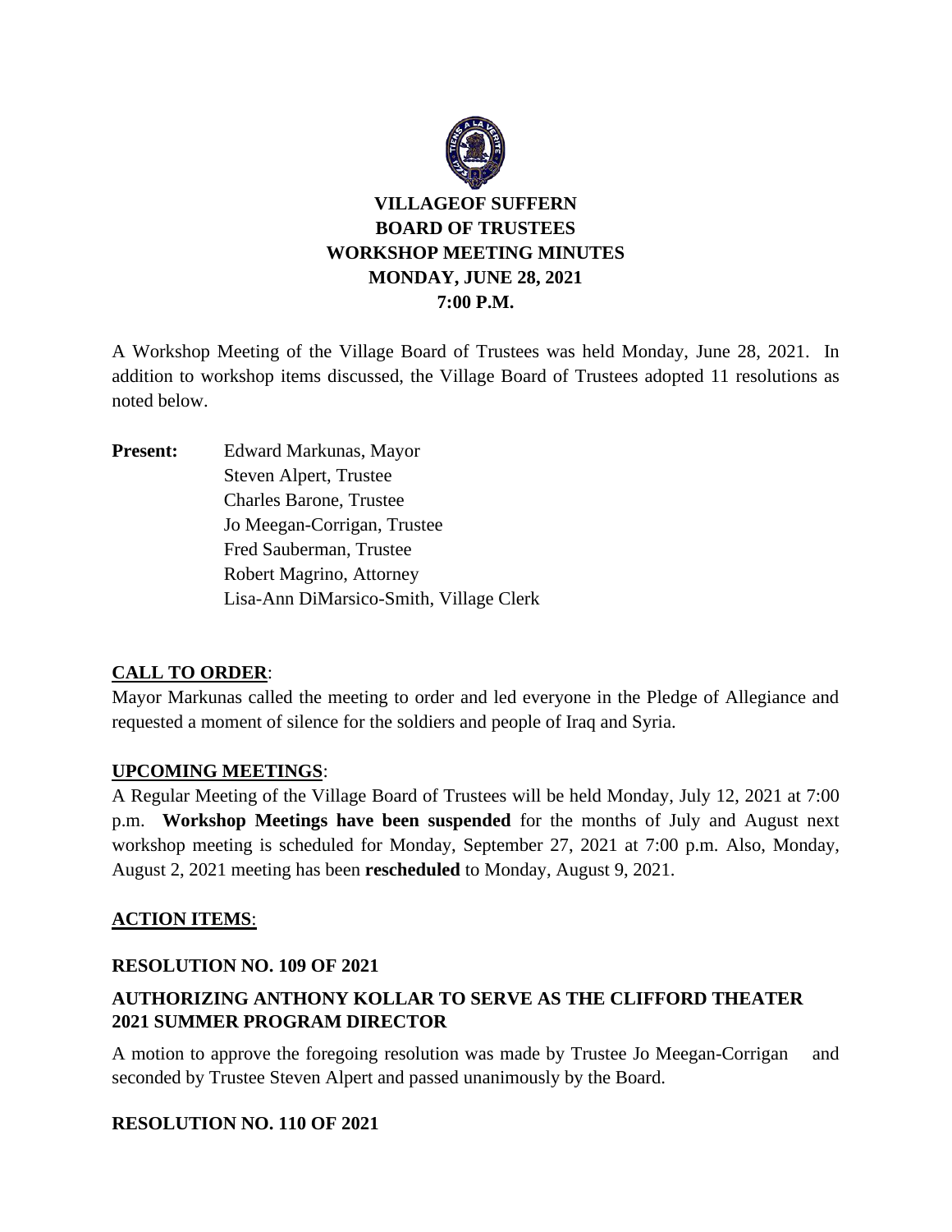# VILLAGEOF SUFFERN
# BOARD OF TRUSTEES
# WORKSHOP MEETING MINUTES
# MONDAY, JUNE 28, 2021
# 7:00 P.M.

A Workshop Meeting of the Village Board of Trustees was held Monday, June 28, 2021. In addition to workshop items discussed, the Village Board of Trustees adopted 11 resolutions as noted below.

**Present:** Edward Markunas, Mayor
Steven Alpert, Trustee
Charles Barone, Trustee
Jo Meegan-Corrigan, Trustee
Fred Sauberman, Trustee
Robert Magrino, Attorney
Lisa-Ann DiMarsico-Smith, Village Clerk

## CALL TO ORDER:

Mayor Markunas called the meeting to order and led everyone in the Pledge of Allegiance and requested a moment of silence for the soldiers and people of Iraq and Syria.

## UPCOMING MEETINGS:

A Regular Meeting of the Village Board of Trustees will be held Monday, July 12, 2021 at 7:00 p.m. **Workshop Meetings have been suspended** for the months of July and August next workshop meeting is scheduled for Monday, September 27, 2021 at 7:00 p.m. Also, Monday, August 2, 2021 meeting has been **rescheduled** to Monday, August 9, 2021.

## ACTION ITEMS:

### RESOLUTION NO. 109 OF 2021

### AUTHORIZING ANTHONY KOLLAR TO SERVE AS THE CLIFFORD THEATER 2021 SUMMER PROGRAM DIRECTOR

A motion to approve the foregoing resolution was made by Trustee Jo Meegan-Corrigan and seconded by Trustee Steven Alpert and passed unanimously by the Board.

### RESOLUTION NO. 110 OF 2021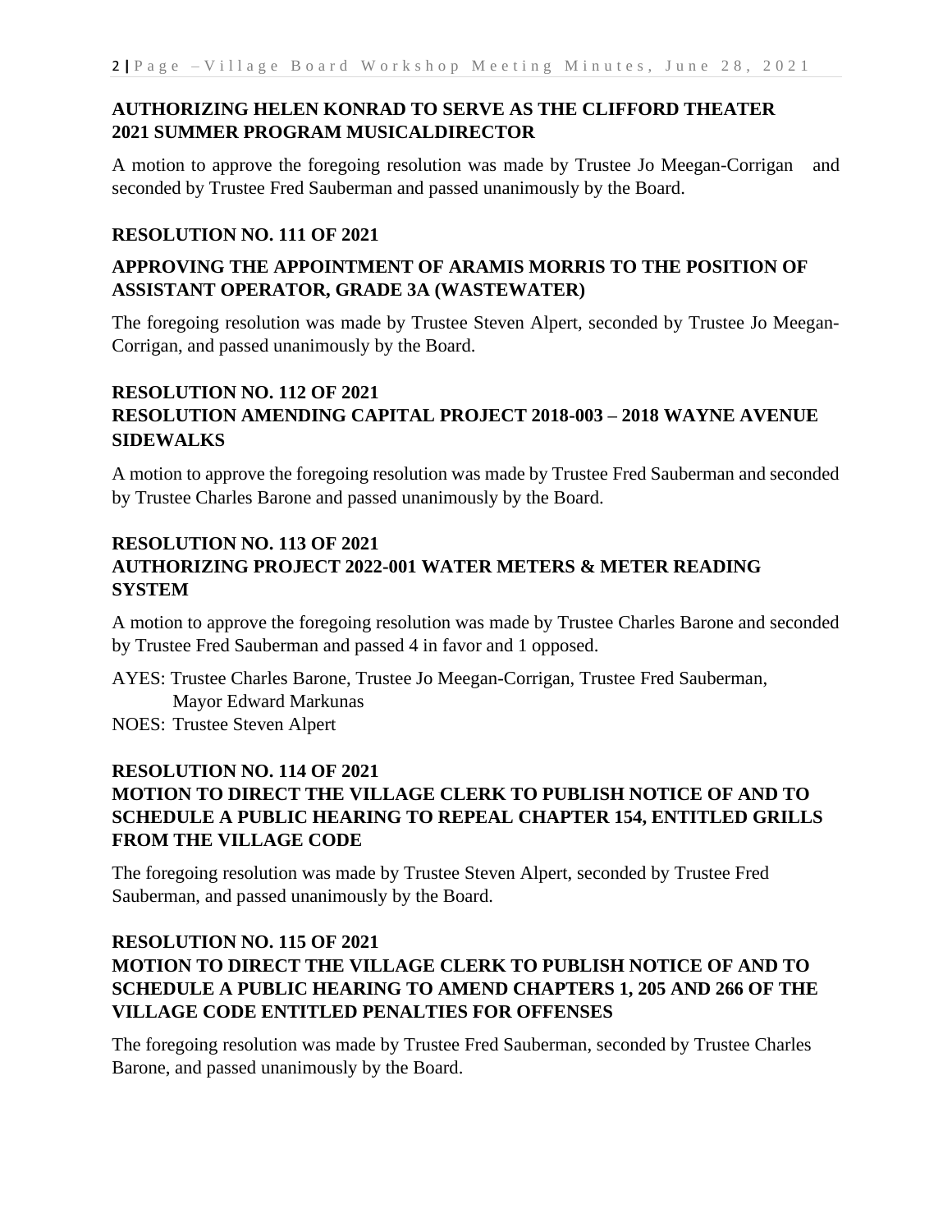**AUTHORIZING HELEN KONRAD TO SERVE AS THE CLIFFORD THEATER 2021 SUMMER PROGRAM MUSICALDIRECTOR**

A motion to approve the foregoing resolution was made by Trustee Jo Meegan-Corrigan and seconded by Trustee Fred Sauberman and passed unanimously by the Board.

**RESOLUTION NO. 111 OF 2021**

**APPROVING THE APPOINTMENT OF ARAMIS MORRIS TO THE POSITION OF ASSISTANT OPERATOR, GRADE 3A (WASTEWATER)**

The foregoing resolution was made by Trustee Steven Alpert, seconded by Trustee Jo Meegan-Corrigan, and passed unanimously by the Board.

**RESOLUTION NO. 112 OF 2021**
**RESOLUTION AMENDING CAPITAL PROJECT 2018-003 – 2018 WAYNE AVENUE SIDEWALKS**

A motion to approve the foregoing resolution was made by Trustee Fred Sauberman and seconded by Trustee Charles Barone and passed unanimously by the Board.

**RESOLUTION NO. 113 OF 2021**
**AUTHORIZING PROJECT 2022-001 WATER METERS & METER READING SYSTEM**

A motion to approve the foregoing resolution was made by Trustee Charles Barone and seconded by Trustee Fred Sauberman and passed 4 in favor and 1 opposed.

AYES: Trustee Charles Barone, Trustee Jo Meegan-Corrigan, Trustee Fred Sauberman, Mayor Edward Markunas
NOES: Trustee Steven Alpert

**RESOLUTION NO. 114 OF 2021**
**MOTION TO DIRECT THE VILLAGE CLERK TO PUBLISH NOTICE OF AND TO SCHEDULE A PUBLIC HEARING TO REPEAL CHAPTER 154, ENTITLED GRILLS FROM THE VILLAGE CODE**

The foregoing resolution was made by Trustee Steven Alpert, seconded by Trustee Fred Sauberman, and passed unanimously by the Board.

**RESOLUTION NO. 115 OF 2021**
**MOTION TO DIRECT THE VILLAGE CLERK TO PUBLISH NOTICE OF AND TO SCHEDULE A PUBLIC HEARING TO AMEND CHAPTERS 1, 205 AND 266 OF THE VILLAGE CODE ENTITLED PENALTIES FOR OFFENSES**

The foregoing resolution was made by Trustee Fred Sauberman, seconded by Trustee Charles Barone, and passed unanimously by the Board.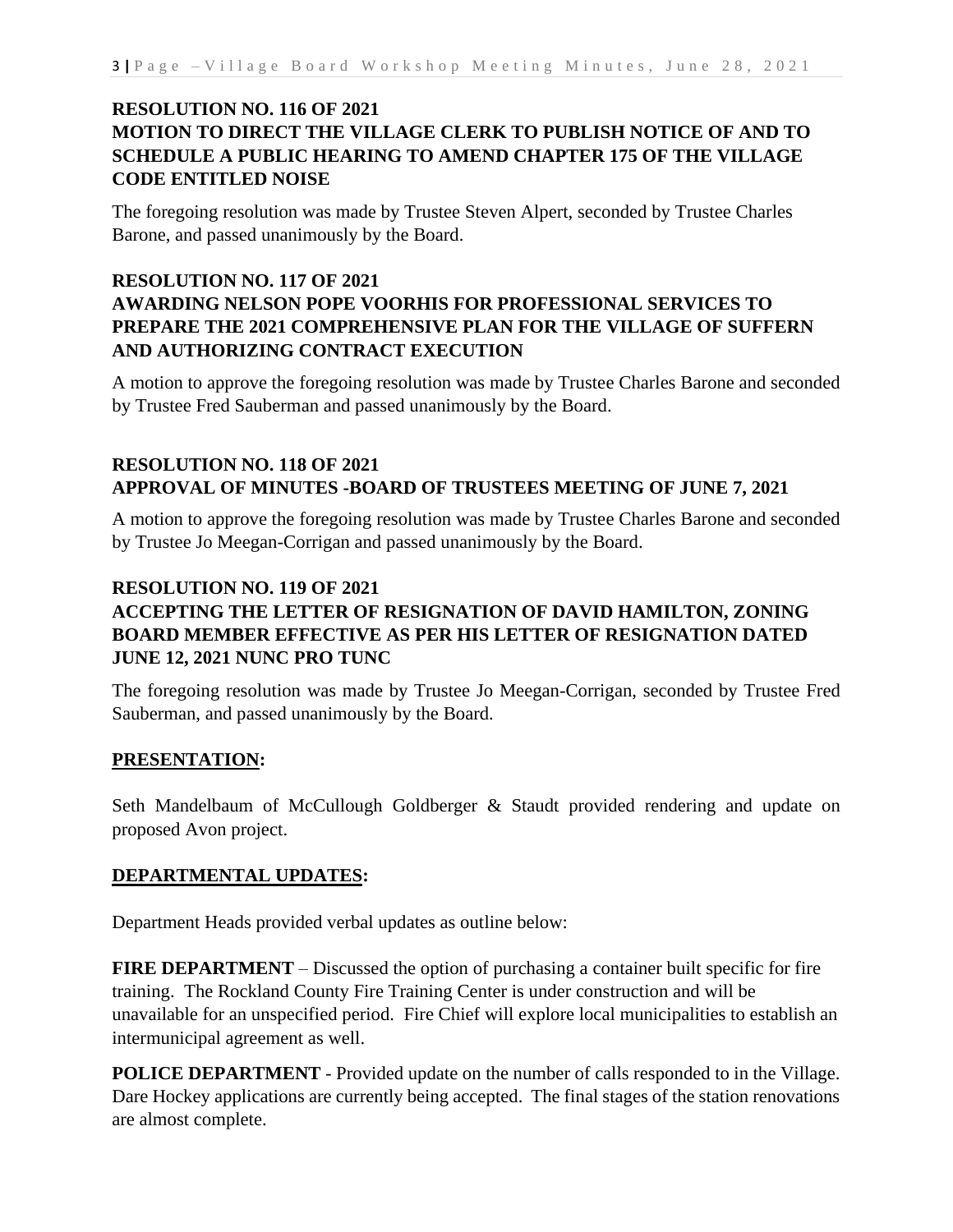**RESOLUTION NO. 116 OF 2021**
**MOTION TO DIRECT THE VILLAGE CLERK TO PUBLISH NOTICE OF AND TO SCHEDULE A PUBLIC HEARING TO AMEND CHAPTER 175 OF THE VILLAGE CODE ENTITLED NOISE**

The foregoing resolution was made by Trustee Steven Alpert, seconded by Trustee Charles Barone, and passed unanimously by the Board.

**RESOLUTION NO. 117 OF 2021**
**AWARDING NELSON POPE VOORHIS FOR PROFESSIONAL SERVICES TO PREPARE THE 2021 COMPREHENSIVE PLAN FOR THE VILLAGE OF SUFFERN AND AUTHORIZING CONTRACT EXECUTION**

A motion to approve the foregoing resolution was made by Trustee Charles Barone and seconded by Trustee Fred Sauberman and passed unanimously by the Board.

**RESOLUTION NO. 118 OF 2021**
**APPROVAL OF MINUTES -BOARD OF TRUSTEES MEETING OF JUNE 7, 2021**

A motion to approve the foregoing resolution was made by Trustee Charles Barone and seconded by Trustee Jo Meegan-Corrigan and passed unanimously by the Board.

**RESOLUTION NO. 119 OF 2021**
**ACCEPTING THE LETTER OF RESIGNATION OF DAVID HAMILTON, ZONING BOARD MEMBER EFFECTIVE AS PER HIS LETTER OF RESIGNATION DATED JUNE 12, 2021 NUNC PRO TUNC**

The foregoing resolution was made by Trustee Jo Meegan-Corrigan, seconded by Trustee Fred Sauberman, and passed unanimously by the Board.

**PRESENTATION:**

Seth Mandelbaum of McCullough Goldberger & Staudt provided rendering and update on proposed Avon project.

**DEPARTMENTAL UPDATES:**

Department Heads provided verbal updates as outline below:

**FIRE DEPARTMENT** – Discussed the option of purchasing a container built specific for fire training. The Rockland County Fire Training Center is under construction and will be unavailable for an unspecified period. Fire Chief will explore local municipalities to establish an intermunicipal agreement as well.

**POLICE DEPARTMENT** - Provided update on the number of calls responded to in the Village. Dare Hockey applications are currently being accepted. The final stages of the station renovations are almost complete.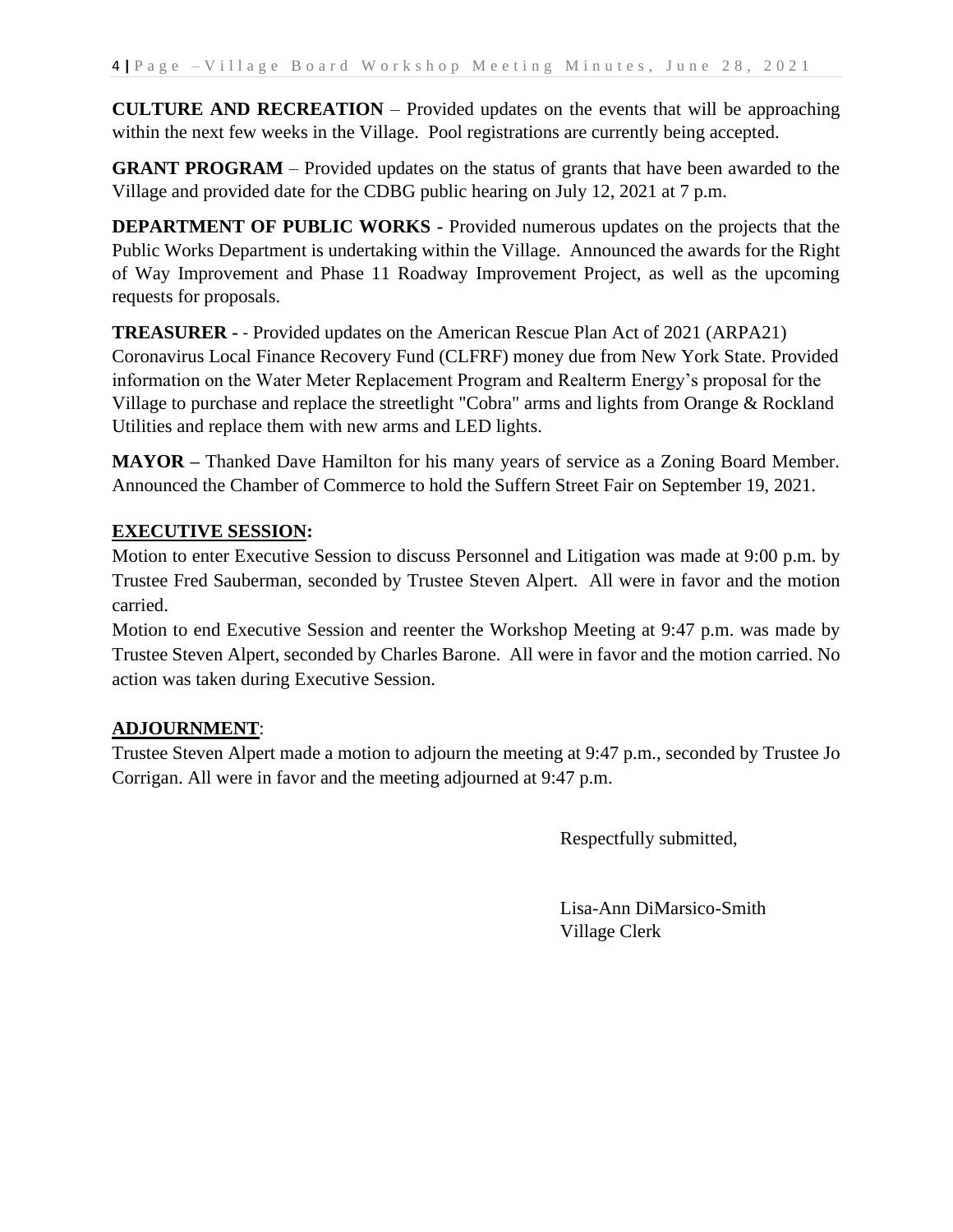**CULTURE AND RECREATION** – Provided updates on the events that will be approaching within the next few weeks in the Village. Pool registrations are currently being accepted.

**GRANT PROGRAM** – Provided updates on the status of grants that have been awarded to the Village and provided date for the CDBG public hearing on July 12, 2021 at 7 p.m.

**DEPARTMENT OF PUBLIC WORKS -** Provided numerous updates on the projects that the Public Works Department is undertaking within the Village. Announced the awards for the Right of Way Improvement and Phase 11 Roadway Improvement Project, as well as the upcoming requests for proposals.

**TREASURER -** - Provided updates on the American Rescue Plan Act of 2021 (ARPA21) Coronavirus Local Finance Recovery Fund (CLFRF) money due from New York State. Provided information on the Water Meter Replacement Program and Realterm Energy's proposal for the Village to purchase and replace the streetlight "Cobra" arms and lights from Orange & Rockland Utilities and replace them with new arms and LED lights.

**MAYOR –** Thanked Dave Hamilton for his many years of service as a Zoning Board Member. Announced the Chamber of Commerce to hold the Suffern Street Fair on September 19, 2021.

**EXECUTIVE SESSION:**

Motion to enter Executive Session to discuss Personnel and Litigation was made at 9:00 p.m. by Trustee Fred Sauberman, seconded by Trustee Steven Alpert. All were in favor and the motion carried.

Motion to end Executive Session and reenter the Workshop Meeting at 9:47 p.m. was made by Trustee Steven Alpert, seconded by Charles Barone. All were in favor and the motion carried. No action was taken during Executive Session.

**ADJOURNMENT**:

Trustee Steven Alpert made a motion to adjourn the meeting at 9:47 p.m., seconded by Trustee Jo Corrigan. All were in favor and the meeting adjourned at 9:47 p.m.

Respectfully submitted,

Lisa-Ann DiMarsico-Smith
Village Clerk